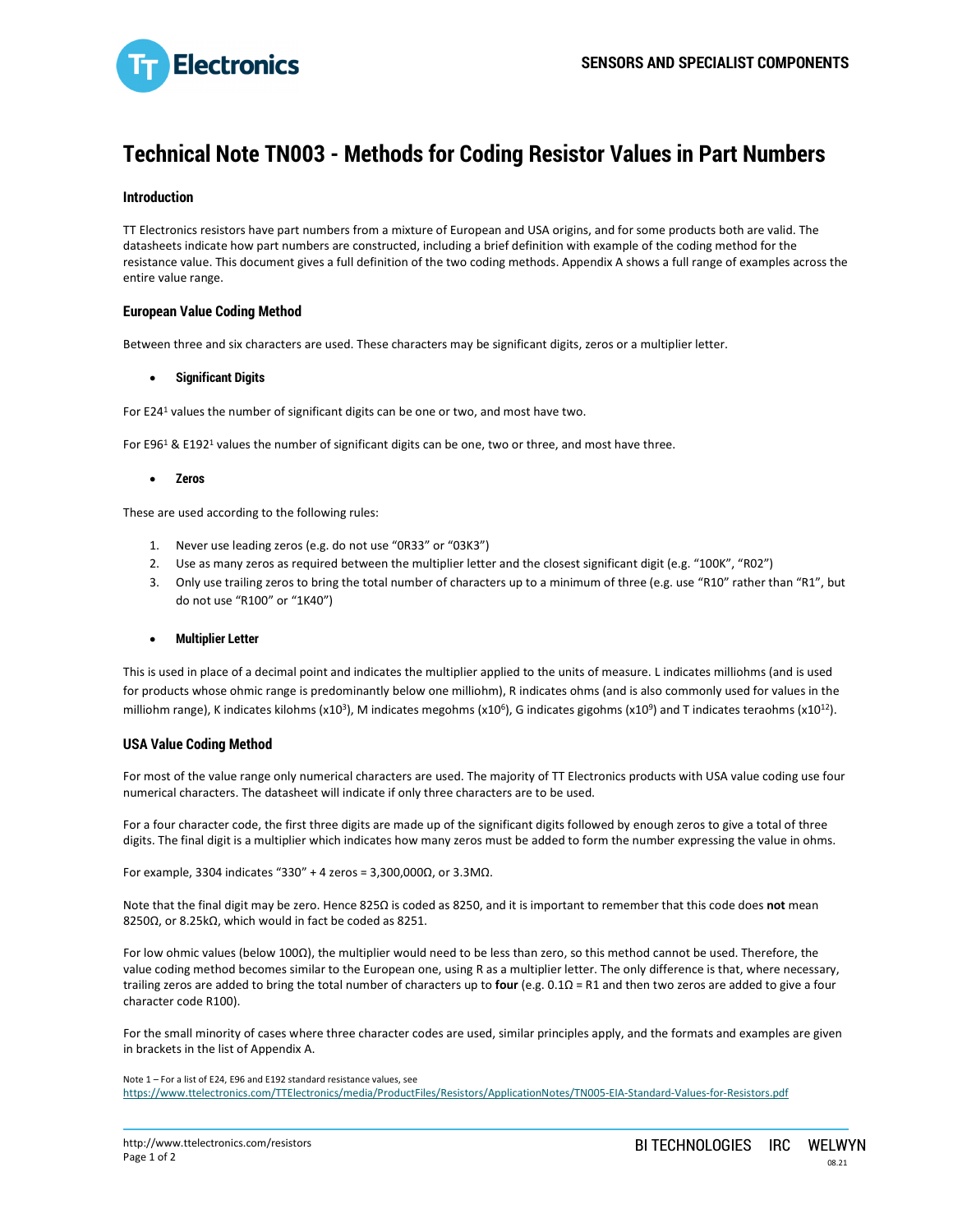# Technical Note TN003 - Methods for Coding Resistor Values in Part Numbers

## Introduction

TT Electronics resistors have part numbers from a mixture of European and USA origins, and for some products both are valid. The datasheets indicate how part numbers are constructed, including a brief definition with example of the coding method for the resistance value. This document gives a full definition of the two coding methods. Appendix A shows a full range of examples across the entire value range.

## European Value Coding Method

Between three and six characters are used. These characters may be significant digits, zeros or a multiplier letter.

- **Significant Digits**

For E24[1] values the number of significant digits can be one or two, and most have two.

For E96[1] & E192[1] values the number of significant digits can be one, two or three, and most have three.

- **Zeros**

These are used according to the following rules:

1. Never use leading zeros (e.g. do not use "0R33" or "03K3")
2. Use as many zeros as required between the multiplier letter and the closest significant digit (e.g. "100K", "R02")
3. Only use trailing zeros to bring the total number of characters up to a minimum of three (e.g. use "R10" rather than "R1", but do not use "R100" or "1K40")

- **Multiplier Letter**

This is used in place of a decimal point and indicates the multiplier applied to the units of measure. L indicates milliohms (and is used for products whose ohmic range is predominantly below one milliohm), R indicates ohms (and is also commonly used for values in the milliohm range), K indicates kilohms (x$10^3$), M indicates megohms (x$10^6$), G indicates gigohms (x$10^9$) and T indicates teraohms (x$10^{12}$).

## USA Value Coding Method

For most of the value range only numerical characters are used. The majority of TT Electronics products with USA value coding use four numerical characters. The datasheet will indicate if only three characters are to be used.

For a four character code, the first three digits are made up of the significant digits followed by enough zeros to give a total of three digits. The final digit is a multiplier which indicates how many zeros must be added to form the number expressing the value in ohms.

For example, 3304 indicates "330" + 4 zeros = 3,300,000Ω, or 3.3MΩ.

Note that the final digit may be zero. Hence 825Ω is coded as 8250, and it is important to remember that this code does **not** mean 8250Ω, or 8.25kΩ, which would in fact be coded as 8251.

For low ohmic values (below 100Ω), the multiplier would need to be less than zero, so this method cannot be used. Therefore, the value coding method becomes similar to the European one, using R as a multiplier letter. The only difference is that, where necessary, trailing zeros are added to bring the total number of characters up to **four** (e.g. 0.1Ω = R1 and then two zeros are added to give a four character code R100).

For the small minority of cases where three character codes are used, similar principles apply, and the formats and examples are given in brackets in the list of Appendix A.

Note 1 – For a list of E24, E96 and E192 standard resistance values, see https://www.ttelectronics.com/TTElectronics/media/ProductFiles/Resistors/ApplicationNotes/TN005-EIA-Standard-Values-for-Resistors.pdf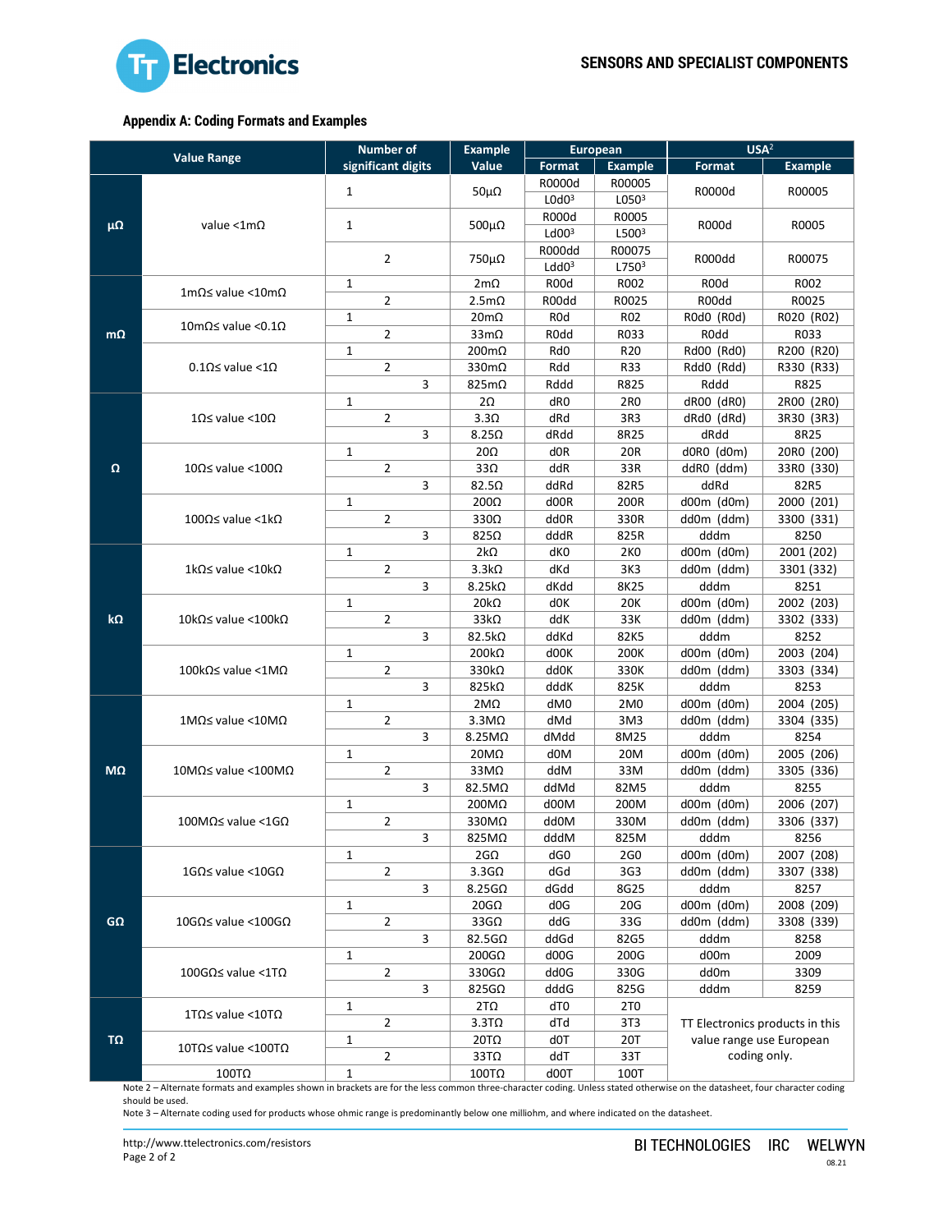### Appendix A: Coding Formats and Examples

| Value Range | | Number of significant digits | Example Value | European Format | European Example | USA[2] Format | USA[2] Example |
|---|---|---|---|---|---|---|---|
| µΩ | value <1mΩ | 1 | 50µΩ | R0000d | R00005 | R0000d | R00005 |
| | | | | L0d0[3] | L050[3] | | |
| | | 1 | 500µΩ | R000d | R0005 | R000d | R0005 |
| | | | | Ld00[3] | L500[3] | | |
| | | 2 | 750µΩ | R000dd | R00075 | R000dd | R00075 |
| | | | | Ldd0[3] | L750[3] | | |
| mΩ | 1mΩ≤ value <10mΩ | 1 | 2mΩ | R00d | R002 | R00d | R002 |
| | | 2 | 2.5mΩ | R00dd | R0025 | R00dd | R0025 |
| | 10mΩ≤ value <0.1Ω | 1 | 20mΩ | R0d | R02 | R0d0 (R0d) | R020 (R02) |
| | | 2 | 33mΩ | R0dd | R033 | R0dd | R033 |
| | 0.1Ω≤ value <1Ω | 1 | 200mΩ | Rd0 | R20 | Rd00 (Rd0) | R200 (R20) |
| | | 2 | 330mΩ | Rdd | R33 | Rdd0 (Rdd) | R330 (R33) |
| | | 3 | 825mΩ | Rddd | R825 | Rddd | R825 |
| Ω | 1Ω≤ value <10Ω | 1 | 2Ω | dR0 | 2R0 | dR00 (dR0) | 2R00 (2R0) |
| | | 2 | 3.3Ω | dRd | 3R3 | dRd0 (dRd) | 3R30 (3R3) |
| | | 3 | 8.25Ω | dRdd | 8R25 | dRdd | 8R25 |
| | 10Ω≤ value <100Ω | 1 | 20Ω | d0R | 20R | d0R0 (d0m) | 20R0 (200) |
| | | 2 | 33Ω | ddR | 33R | ddR0 (ddm) | 33R0 (330) |
| | | 3 | 82.5Ω | ddRd | 82R5 | ddRd | 82R5 |
| | 100Ω≤ value <1kΩ | 1 | 200Ω | d00R | 200R | d00m (d0m) | 2000 (201) |
| | | 2 | 330Ω | dd0R | 330R | dd0m (ddm) | 3300 (331) |
| | | 3 | 825Ω | dddR | 825R | dddm | 8250 |
| kΩ | 1kΩ≤ value <10kΩ | 1 | 2kΩ | dK0 | 2K0 | d00m (d0m) | 2001 (202) |
| | | 2 | 3.3kΩ | dKd | 3K3 | dd0m (ddm) | 3301 (332) |
| | | 3 | 8.25kΩ | dKdd | 8K25 | dddm | 8251 |
| | 10kΩ≤ value <100kΩ | 1 | 20kΩ | d0K | 20K | d00m (d0m) | 2002 (203) |
| | | 2 | 33kΩ | ddK | 33K | dd0m (ddm) | 3302 (333) |
| | | 3 | 82.5kΩ | ddKd | 82K5 | dddm | 8252 |
| | 100kΩ≤ value <1MΩ | 1 | 200kΩ | d00K | 200K | d00m (d0m) | 2003 (204) |
| | | 2 | 330kΩ | dd0K | 330K | dd0m (ddm) | 3303 (334) |
| | | 3 | 825kΩ | dddK | 825K | dddm | 8253 |
| MΩ | 1MΩ≤ value <10MΩ | 1 | 2MΩ | dM0 | 2M0 | d00m (d0m) | 2004 (205) |
| | | 2 | 3.3MΩ | dMd | 3M3 | dd0m (ddm) | 3304 (335) |
| | | 3 | 8.25MΩ | dMdd | 8M25 | dddm | 8254 |
| | 10MΩ≤ value <100MΩ | 1 | 20MΩ | d0M | 20M | d00m (d0m) | 2005 (206) |
| | | 2 | 33MΩ | ddM | 33M | dd0m (ddm) | 3305 (336) |
| | | 3 | 82.5MΩ | ddMd | 82M5 | dddm | 8255 |
| | 100MΩ≤ value <1GΩ | 1 | 200MΩ | d00M | 200M | d00m (d0m) | 2006 (207) |
| | | 2 | 330MΩ | dd0M | 330M | dd0m (ddm) | 3306 (337) |
| | | 3 | 825MΩ | dddM | 825M | dddm | 8256 |
| GΩ | 1GΩ≤ value <10GΩ | 1 | 2GΩ | dG0 | 2G0 | d00m (d0m) | 2007 (208) |
| | | 2 | 3.3GΩ | dGd | 3G3 | dd0m (ddm) | 3307 (338) |
| | | 3 | 8.25GΩ | dGdd | 8G25 | dddm | 8257 |
| | 10GΩ≤ value <100GΩ | 1 | 20GΩ | d0G | 20G | d00m (d0m) | 2008 (209) |
| | | 2 | 33GΩ | ddG | 33G | dd0m (ddm) | 3308 (339) |
| | | 3 | 82.5GΩ | ddGd | 82G5 | dddm | 8258 |
| | 100GΩ≤ value <1TΩ | 1 | 200GΩ | d00G | 200G | d00m | 2009 |
| | | 2 | 330GΩ | dd0G | 330G | dd0m | 3309 |
| | | 3 | 825GΩ | dddG | 825G | dddm | 8259 |
| TΩ | 1TΩ≤ value <10TΩ | 1 | 2TΩ | dT0 | 2T0 | TT Electronics products in this value range use European coding only. | |
| | | 2 | 3.3TΩ | dTd | 3T3 | | |
| | 10TΩ≤ value <100TΩ | 1 | 20TΩ | d0T | 20T | | |
| | | 2 | 33TΩ | ddT | 33T | | |
| | 100TΩ | 1 | 100TΩ | d00T | 100T | | |

Note 2 – Alternate formats and examples shown in brackets are for the less common three-character coding. Unless stated otherwise on the datasheet, four character coding should be used.

Note 3 – Alternate coding used for products whose ohmic range is predominantly below one milliohm, and where indicated on the datasheet.